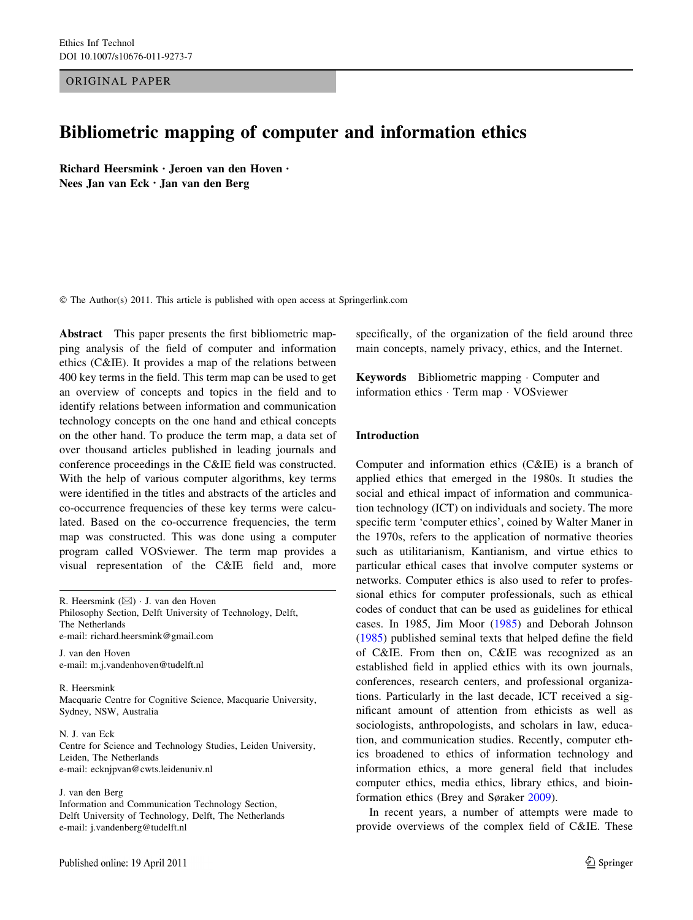ORIGINAL PAPER

# Bibliometric mapping of computer and information ethics

**Richard Heersmink · Jeroen van den Hoven · Nees Jan van Eck · Jan van den Berg**

© The Author(s) 2011. This article is published with open access at Springerlink.com

**Abstract** This paper presents the first bibliometric mapping analysis of the field of computer and information ethics (C&IE). It provides a map of the relations between 400 key terms in the field. This term map can be used to get an overview of concepts and topics in the field and to identify relations between information and communication technology concepts on the one hand and ethical concepts on the other hand. To produce the term map, a data set of over thousand articles published in leading journals and conference proceedings in the C&IE field was constructed. With the help of various computer algorithms, key terms were identified in the titles and abstracts of the articles and co-occurrence frequencies of these key terms were calculated. Based on the co-occurrence frequencies, the term map was constructed. This was done using a computer program called VOSviewer. The term map provides a visual representation of the C&IE field and, more specifically, of the organization of the field around three main concepts, namely privacy, ethics, and the Internet.

**Keywords** Bibliometric mapping · Computer and information ethics · Term map · VOSviewer

R. Heersmink (✉) · J. van den Hoven
Philosophy Section, Delft University of Technology, Delft, The Netherlands
e-mail: richard.heersmink@gmail.com

J. van den Hoven
e-mail: m.j.vandenhoven@tudelft.nl

R. Heersmink
Macquarie Centre for Cognitive Science, Macquarie University, Sydney, NSW, Australia

N. J. van Eck
Centre for Science and Technology Studies, Leiden University, Leiden, The Netherlands
e-mail: ecknjpvan@cwts.leidenuniv.nl

J. van den Berg
Information and Communication Technology Section, Delft University of Technology, Delft, The Netherlands
e-mail: j.vandenberg@tudelft.nl

## Introduction

Computer and information ethics (C&IE) is a branch of applied ethics that emerged in the 1980s. It studies the social and ethical impact of information and communication technology (ICT) on individuals and society. The more specific term 'computer ethics', coined by Walter Maner in the 1970s, refers to the application of normative theories such as utilitarianism, Kantianism, and virtue ethics to particular ethical cases that involve computer systems or networks. Computer ethics is also used to refer to professional ethics for computer professionals, such as ethical codes of conduct that can be used as guidelines for ethical cases. In 1985, Jim Moor (1985) and Deborah Johnson (1985) published seminal texts that helped define the field of C&IE. From then on, C&IE was recognized as an established field in applied ethics with its own journals, conferences, research centers, and professional organizations. Particularly in the last decade, ICT received a significant amount of attention from ethicists as well as sociologists, anthropologists, and scholars in law, education, and communication studies. Recently, computer ethics broadened to ethics of information technology and information ethics, a more general field that includes computer ethics, media ethics, library ethics, and bioinformation ethics (Brey and Søraker 2009).

In recent years, a number of attempts were made to provide overviews of the complex field of C&IE. These

Published online: 19 April 2011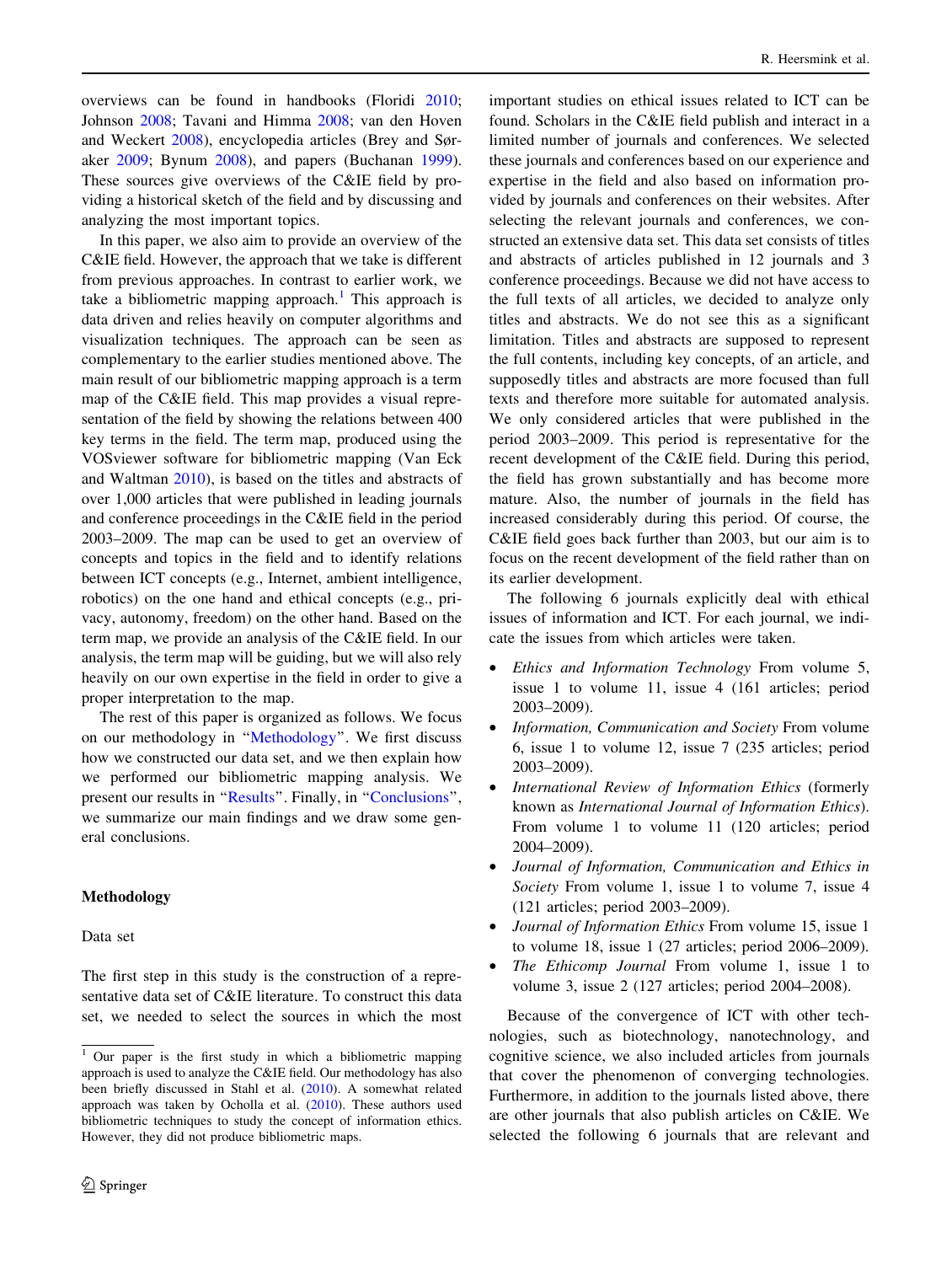overviews can be found in handbooks (Floridi 2010; Johnson 2008; Tavani and Himma 2008; van den Hoven and Weckert 2008), encyclopedia articles (Brey and Søraker 2009; Bynum 2008), and papers (Buchanan 1999). These sources give overviews of the C&IE field by providing a historical sketch of the field and by discussing and analyzing the most important topics.

In this paper, we also aim to provide an overview of the C&IE field. However, the approach that we take is different from previous approaches. In contrast to earlier work, we take a bibliometric mapping approach.[1] This approach is data driven and relies heavily on computer algorithms and visualization techniques. The approach can be seen as complementary to the earlier studies mentioned above. The main result of our bibliometric mapping approach is a term map of the C&IE field. This map provides a visual representation of the field by showing the relations between 400 key terms in the field. The term map, produced using the VOSviewer software for bibliometric mapping (Van Eck and Waltman 2010), is based on the titles and abstracts of over 1,000 articles that were published in leading journals and conference proceedings in the C&IE field in the period 2003–2009. The map can be used to get an overview of concepts and topics in the field and to identify relations between ICT concepts (e.g., Internet, ambient intelligence, robotics) on the one hand and ethical concepts (e.g., privacy, autonomy, freedom) on the other hand. Based on the term map, we provide an analysis of the C&IE field. In our analysis, the term map will be guiding, but we will also rely heavily on our own expertise in the field in order to give a proper interpretation to the map.

The rest of this paper is organized as follows. We focus on our methodology in "Methodology". We first discuss how we constructed our data set, and we then explain how we performed our bibliometric mapping analysis. We present our results in "Results". Finally, in "Conclusions", we summarize our main findings and we draw some general conclusions.

## Methodology

### Data set

The first step in this study is the construction of a representative data set of C&IE literature. To construct this data set, we needed to select the sources in which the most important studies on ethical issues related to ICT can be found. Scholars in the C&IE field publish and interact in a limited number of journals and conferences. We selected these journals and conferences based on our experience and expertise in the field and also based on information provided by journals and conferences on their websites. After selecting the relevant journals and conferences, we constructed an extensive data set. This data set consists of titles and abstracts of articles published in 12 journals and 3 conference proceedings. Because we did not have access to the full texts of all articles, we decided to analyze only titles and abstracts. We do not see this as a significant limitation. Titles and abstracts are supposed to represent the full contents, including key concepts, of an article, and supposedly titles and abstracts are more focused than full texts and therefore more suitable for automated analysis. We only considered articles that were published in the period 2003–2009. This period is representative for the recent development of the C&IE field. During this period, the field has grown substantially and has become more mature. Also, the number of journals in the field has increased considerably during this period. Of course, the C&IE field goes back further than 2003, but our aim is to focus on the recent development of the field rather than on its earlier development.

The following 6 journals explicitly deal with ethical issues of information and ICT. For each journal, we indicate the issues from which articles were taken.

- *Ethics and Information Technology* From volume 5, issue 1 to volume 11, issue 4 (161 articles; period 2003–2009).
- *Information, Communication and Society* From volume 6, issue 1 to volume 12, issue 7 (235 articles; period 2003–2009).
- *International Review of Information Ethics* (formerly known as *International Journal of Information Ethics*). From volume 1 to volume 11 (120 articles; period 2004–2009).
- *Journal of Information, Communication and Ethics in Society* From volume 1, issue 1 to volume 7, issue 4 (121 articles; period 2003–2009).
- *Journal of Information Ethics* From volume 15, issue 1 to volume 18, issue 1 (27 articles; period 2006–2009).
- *The Ethicomp Journal* From volume 1, issue 1 to volume 3, issue 2 (127 articles; period 2004–2008).

Because of the convergence of ICT with other technologies, such as biotechnology, nanotechnology, and cognitive science, we also included articles from journals that cover the phenomenon of converging technologies. Furthermore, in addition to the journals listed above, there are other journals that also publish articles on C&IE. We selected the following 6 journals that are relevant and

[1] Our paper is the first study in which a bibliometric mapping approach is used to analyze the C&IE field. Our methodology has also been briefly discussed in Stahl et al. (2010). A somewhat related approach was taken by Ocholla et al. (2010). These authors used bibliometric techniques to study the concept of information ethics. However, they did not produce bibliometric maps.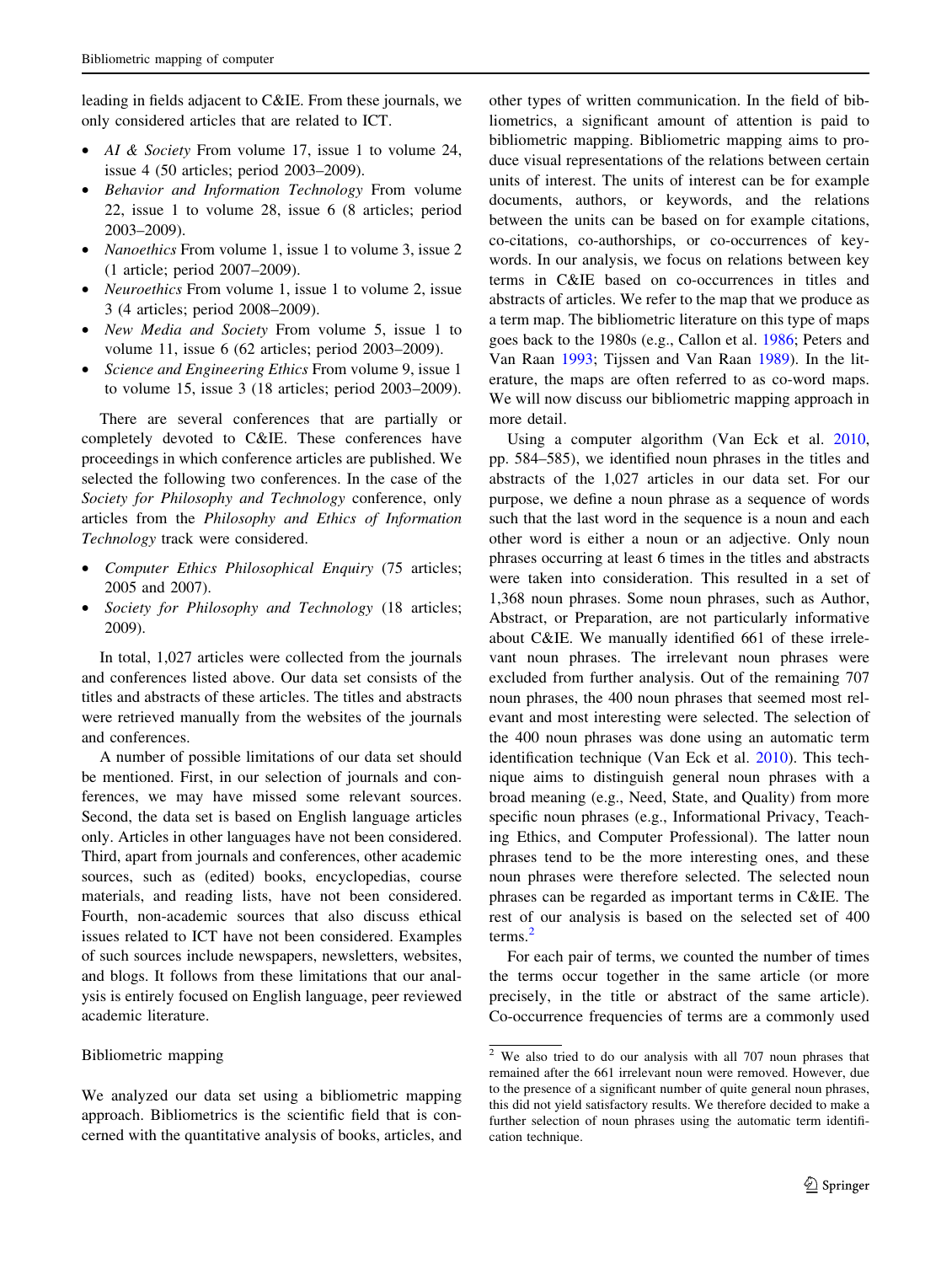leading in fields adjacent to C&IE. From these journals, we only considered articles that are related to ICT.

- *AI & Society* From volume 17, issue 1 to volume 24, issue 4 (50 articles; period 2003–2009).
- *Behavior and Information Technology* From volume 22, issue 1 to volume 28, issue 6 (8 articles; period 2003–2009).
- *Nanoethics* From volume 1, issue 1 to volume 3, issue 2 (1 article; period 2007–2009).
- *Neuroethics* From volume 1, issue 1 to volume 2, issue 3 (4 articles; period 2008–2009).
- *New Media and Society* From volume 5, issue 1 to volume 11, issue 6 (62 articles; period 2003–2009).
- *Science and Engineering Ethics* From volume 9, issue 1 to volume 15, issue 3 (18 articles; period 2003–2009).

There are several conferences that are partially or completely devoted to C&IE. These conferences have proceedings in which conference articles are published. We selected the following two conferences. In the case of the *Society for Philosophy and Technology* conference, only articles from the *Philosophy and Ethics of Information Technology* track were considered.

- *Computer Ethics Philosophical Enquiry* (75 articles; 2005 and 2007).
- *Society for Philosophy and Technology* (18 articles; 2009).

In total, 1,027 articles were collected from the journals and conferences listed above. Our data set consists of the titles and abstracts of these articles. The titles and abstracts were retrieved manually from the websites of the journals and conferences.

A number of possible limitations of our data set should be mentioned. First, in our selection of journals and conferences, we may have missed some relevant sources. Second, the data set is based on English language articles only. Articles in other languages have not been considered. Third, apart from journals and conferences, other academic sources, such as (edited) books, encyclopedias, course materials, and reading lists, have not been considered. Fourth, non-academic sources that also discuss ethical issues related to ICT have not been considered. Examples of such sources include newspapers, newsletters, websites, and blogs. It follows from these limitations that our analysis is entirely focused on English language, peer reviewed academic literature.

## Bibliometric mapping

We analyzed our data set using a bibliometric mapping approach. Bibliometrics is the scientific field that is concerned with the quantitative analysis of books, articles, and other types of written communication. In the field of bibliometrics, a significant amount of attention is paid to bibliometric mapping. Bibliometric mapping aims to produce visual representations of the relations between certain units of interest. The units of interest can be for example documents, authors, or keywords, and the relations between the units can be based on for example citations, co-citations, co-authorships, or co-occurrences of keywords. In our analysis, we focus on relations between key terms in C&IE based on co-occurrences in titles and abstracts of articles. We refer to the map that we produce as a term map. The bibliometric literature on this type of maps goes back to the 1980s (e.g., Callon et al. 1986; Peters and Van Raan 1993; Tijssen and Van Raan 1989). In the literature, the maps are often referred to as co-word maps. We will now discuss our bibliometric mapping approach in more detail.

Using a computer algorithm (Van Eck et al. 2010, pp. 584–585), we identified noun phrases in the titles and abstracts of the 1,027 articles in our data set. For our purpose, we define a noun phrase as a sequence of words such that the last word in the sequence is a noun and each other word is either a noun or an adjective. Only noun phrases occurring at least 6 times in the titles and abstracts were taken into consideration. This resulted in a set of 1,368 noun phrases. Some noun phrases, such as Author, Abstract, or Preparation, are not particularly informative about C&IE. We manually identified 661 of these irrelevant noun phrases. The irrelevant noun phrases were excluded from further analysis. Out of the remaining 707 noun phrases, the 400 noun phrases that seemed most relevant and most interesting were selected. The selection of the 400 noun phrases was done using an automatic term identification technique (Van Eck et al. 2010). This technique aims to distinguish general noun phrases with a broad meaning (e.g., Need, State, and Quality) from more specific noun phrases (e.g., Informational Privacy, Teaching Ethics, and Computer Professional). The latter noun phrases tend to be the more interesting ones, and these noun phrases were therefore selected. The selected noun phrases can be regarded as important terms in C&IE. The rest of our analysis is based on the selected set of 400 terms.[2]

For each pair of terms, we counted the number of times the terms occur together in the same article (or more precisely, in the title or abstract of the same article). Co-occurrence frequencies of terms are a commonly used

[2] We also tried to do our analysis with all 707 noun phrases that remained after the 661 irrelevant noun were removed. However, due to the presence of a significant number of quite general noun phrases, this did not yield satisfactory results. We therefore decided to make a further selection of noun phrases using the automatic term identification technique.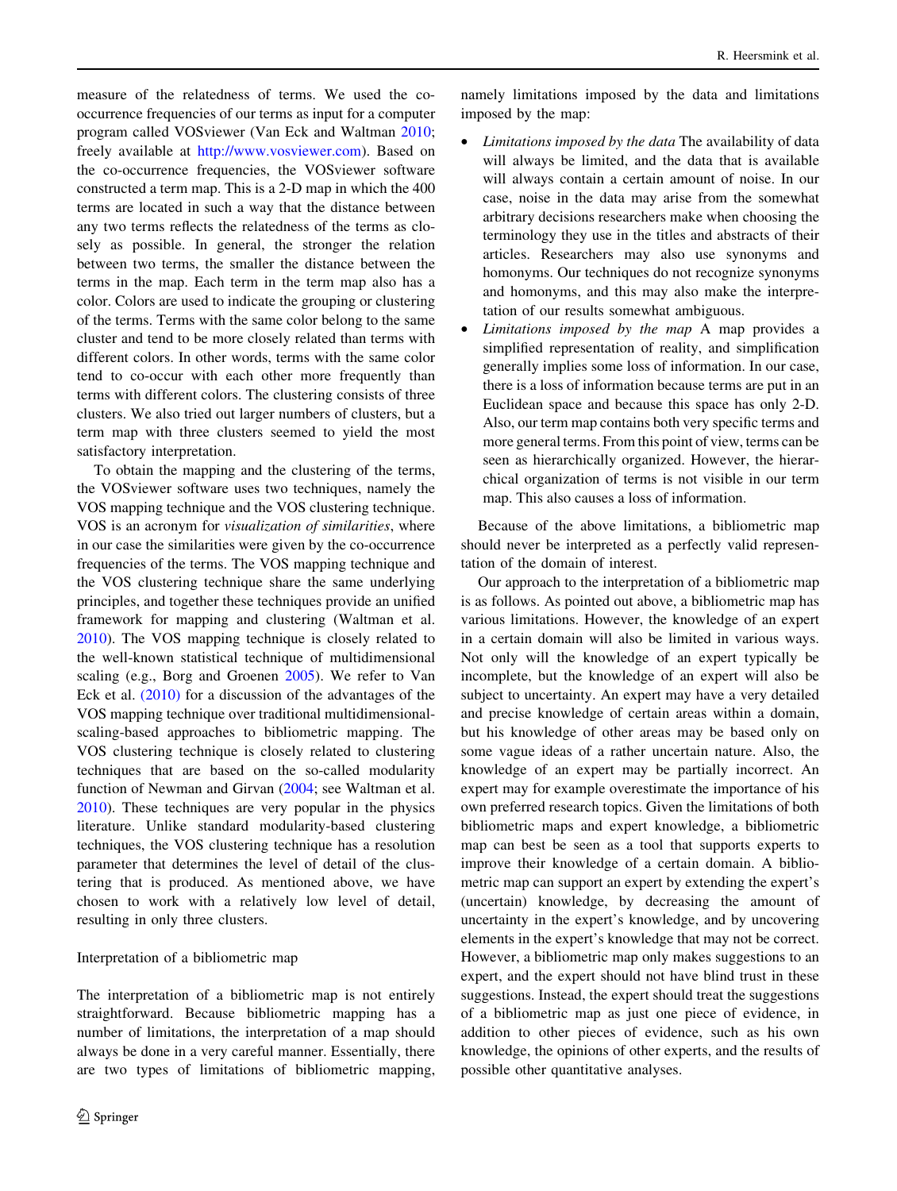measure of the relatedness of terms. We used the co-occurrence frequencies of our terms as input for a computer program called VOSviewer (Van Eck and Waltman 2010; freely available at http://www.vosviewer.com). Based on the co-occurrence frequencies, the VOSviewer software constructed a term map. This is a 2-D map in which the 400 terms are located in such a way that the distance between any two terms reflects the relatedness of the terms as closely as possible. In general, the stronger the relation between two terms, the smaller the distance between the terms in the map. Each term in the term map also has a color. Colors are used to indicate the grouping or clustering of the terms. Terms with the same color belong to the same cluster and tend to be more closely related than terms with different colors. In other words, terms with the same color tend to co-occur with each other more frequently than terms with different colors. The clustering consists of three clusters. We also tried out larger numbers of clusters, but a term map with three clusters seemed to yield the most satisfactory interpretation.

To obtain the mapping and the clustering of the terms, the VOSviewer software uses two techniques, namely the VOS mapping technique and the VOS clustering technique. VOS is an acronym for *visualization of similarities*, where in our case the similarities were given by the co-occurrence frequencies of the terms. The VOS mapping technique and the VOS clustering technique share the same underlying principles, and together these techniques provide an unified framework for mapping and clustering (Waltman et al. 2010). The VOS mapping technique is closely related to the well-known statistical technique of multidimensional scaling (e.g., Borg and Groenen 2005). We refer to Van Eck et al. (2010) for a discussion of the advantages of the VOS mapping technique over traditional multidimensional-scaling-based approaches to bibliometric mapping. The VOS clustering technique is closely related to clustering techniques that are based on the so-called modularity function of Newman and Girvan (2004; see Waltman et al. 2010). These techniques are very popular in the physics literature. Unlike standard modularity-based clustering techniques, the VOS clustering technique has a resolution parameter that determines the level of detail of the clustering that is produced. As mentioned above, we have chosen to work with a relatively low level of detail, resulting in only three clusters.

## Interpretation of a bibliometric map

The interpretation of a bibliometric map is not entirely straightforward. Because bibliometric mapping has a number of limitations, the interpretation of a map should always be done in a very careful manner. Essentially, there are two types of limitations of bibliometric mapping, namely limitations imposed by the data and limitations imposed by the map:

- *Limitations imposed by the data* The availability of data will always be limited, and the data that is available will always contain a certain amount of noise. In our case, noise in the data may arise from the somewhat arbitrary decisions researchers make when choosing the terminology they use in the titles and abstracts of their articles. Researchers may also use synonyms and homonyms. Our techniques do not recognize synonyms and homonyms, and this may also make the interpretation of our results somewhat ambiguous.
- *Limitations imposed by the map* A map provides a simplified representation of reality, and simplification generally implies some loss of information. In our case, there is a loss of information because terms are put in an Euclidean space and because this space has only 2-D. Also, our term map contains both very specific terms and more general terms. From this point of view, terms can be seen as hierarchically organized. However, the hierarchical organization of terms is not visible in our term map. This also causes a loss of information.

Because of the above limitations, a bibliometric map should never be interpreted as a perfectly valid representation of the domain of interest.

Our approach to the interpretation of a bibliometric map is as follows. As pointed out above, a bibliometric map has various limitations. However, the knowledge of an expert in a certain domain will also be limited in various ways. Not only will the knowledge of an expert typically be incomplete, but the knowledge of an expert will also be subject to uncertainty. An expert may have a very detailed and precise knowledge of certain areas within a domain, but his knowledge of other areas may be based only on some vague ideas of a rather uncertain nature. Also, the knowledge of an expert may be partially incorrect. An expert may for example overestimate the importance of his own preferred research topics. Given the limitations of both bibliometric maps and expert knowledge, a bibliometric map can best be seen as a tool that supports experts to improve their knowledge of a certain domain. A bibliometric map can support an expert by extending the expert's (uncertain) knowledge, by decreasing the amount of uncertainty in the expert's knowledge, and by uncovering elements in the expert's knowledge that may not be correct. However, a bibliometric map only makes suggestions to an expert, and the expert should not have blind trust in these suggestions. Instead, the expert should treat the suggestions of a bibliometric map as just one piece of evidence, in addition to other pieces of evidence, such as his own knowledge, the opinions of other experts, and the results of possible other quantitative analyses.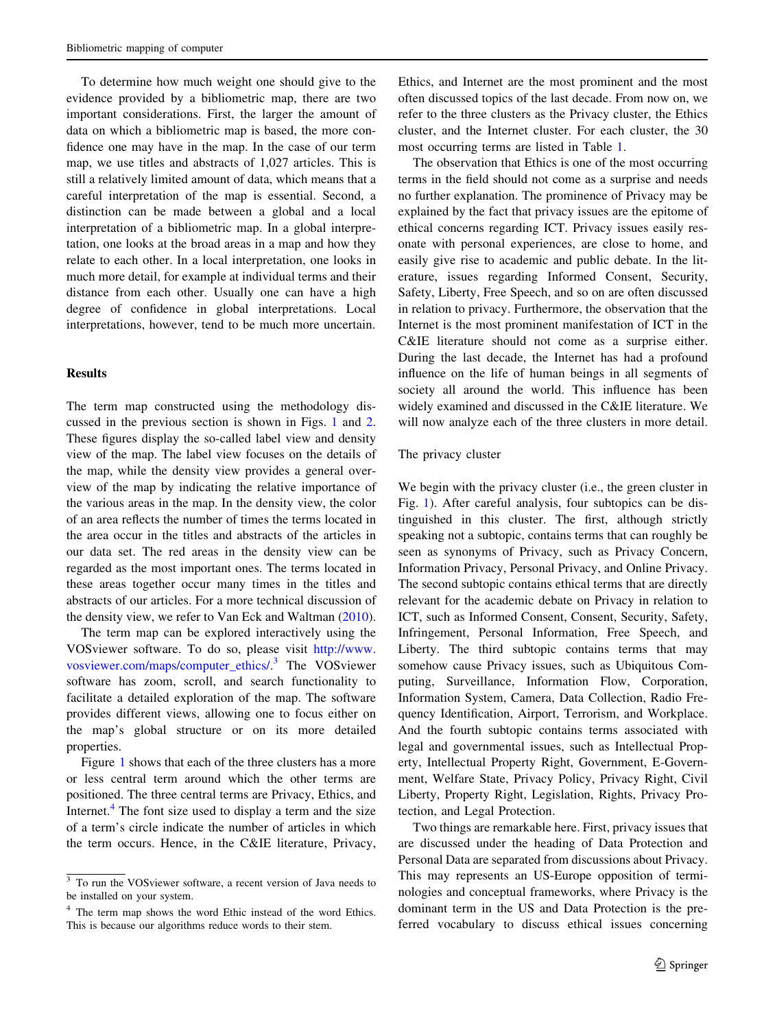To determine how much weight one should give to the evidence provided by a bibliometric map, there are two important considerations. First, the larger the amount of data on which a bibliometric map is based, the more confidence one may have in the map. In the case of our term map, we use titles and abstracts of 1,027 articles. This is still a relatively limited amount of data, which means that a careful interpretation of the map is essential. Second, a distinction can be made between a global and a local interpretation of a bibliometric map. In a global interpretation, one looks at the broad areas in a map and how they relate to each other. In a local interpretation, one looks in much more detail, for example at individual terms and their distance from each other. Usually one can have a high degree of confidence in global interpretations. Local interpretations, however, tend to be much more uncertain.

## Results

The term map constructed using the methodology discussed in the previous section is shown in Figs. 1 and 2. These figures display the so-called label view and density view of the map. The label view focuses on the details of the map, while the density view provides a general overview of the map by indicating the relative importance of the various areas in the map. In the density view, the color of an area reflects the number of times the terms located in the area occur in the titles and abstracts of the articles in our data set. The red areas in the density view can be regarded as the most important ones. The terms located in these areas together occur many times in the titles and abstracts of our articles. For a more technical discussion of the density view, we refer to Van Eck and Waltman (2010).

The term map can be explored interactively using the VOSviewer software. To do so, please visit http://www.vosviewer.com/maps/computer_ethics/.[3] The VOSviewer software has zoom, scroll, and search functionality to facilitate a detailed exploration of the map. The software provides different views, allowing one to focus either on the map's global structure or on its more detailed properties.

Figure 1 shows that each of the three clusters has a more or less central term around which the other terms are positioned. The three central terms are Privacy, Ethics, and Internet.[4] The font size used to display a term and the size of a term's circle indicate the number of articles in which the term occurs. Hence, in the C&IE literature, Privacy, Ethics, and Internet are the most prominent and the most often discussed topics of the last decade. From now on, we refer to the three clusters as the Privacy cluster, the Ethics cluster, and the Internet cluster. For each cluster, the 30 most occurring terms are listed in Table 1.

The observation that Ethics is one of the most occurring terms in the field should not come as a surprise and needs no further explanation. The prominence of Privacy may be explained by the fact that privacy issues are the epitome of ethical concerns regarding ICT. Privacy issues easily resonate with personal experiences, are close to home, and easily give rise to academic and public debate. In the literature, issues regarding Informed Consent, Security, Safety, Liberty, Free Speech, and so on are often discussed in relation to privacy. Furthermore, the observation that the Internet is the most prominent manifestation of ICT in the C&IE literature should not come as a surprise either. During the last decade, the Internet has had a profound influence on the life of human beings in all segments of society all around the world. This influence has been widely examined and discussed in the C&IE literature. We will now analyze each of the three clusters in more detail.

### The privacy cluster

We begin with the privacy cluster (i.e., the green cluster in Fig. 1). After careful analysis, four subtopics can be distinguished in this cluster. The first, although strictly speaking not a subtopic, contains terms that can roughly be seen as synonyms of Privacy, such as Privacy Concern, Information Privacy, Personal Privacy, and Online Privacy. The second subtopic contains ethical terms that are directly relevant for the academic debate on Privacy in relation to ICT, such as Informed Consent, Consent, Security, Safety, Infringement, Personal Information, Free Speech, and Liberty. The third subtopic contains terms that may somehow cause Privacy issues, such as Ubiquitous Computing, Surveillance, Information Flow, Corporation, Information System, Camera, Data Collection, Radio Frequency Identification, Airport, Terrorism, and Workplace. And the fourth subtopic contains terms associated with legal and governmental issues, such as Intellectual Property, Intellectual Property Right, Government, E-Government, Welfare State, Privacy Policy, Privacy Right, Civil Liberty, Property Right, Legislation, Rights, Privacy Protection, and Legal Protection.

Two things are remarkable here. First, privacy issues that are discussed under the heading of Data Protection and Personal Data are separated from discussions about Privacy. This may represents an US-Europe opposition of terminologies and conceptual frameworks, where Privacy is the dominant term in the US and Data Protection is the preferred vocabulary to discuss ethical issues concerning

---

[3] To run the VOSviewer software, a recent version of Java needs to be installed on your system.

[4] The term map shows the word Ethic instead of the word Ethics. This is because our algorithms reduce words to their stem.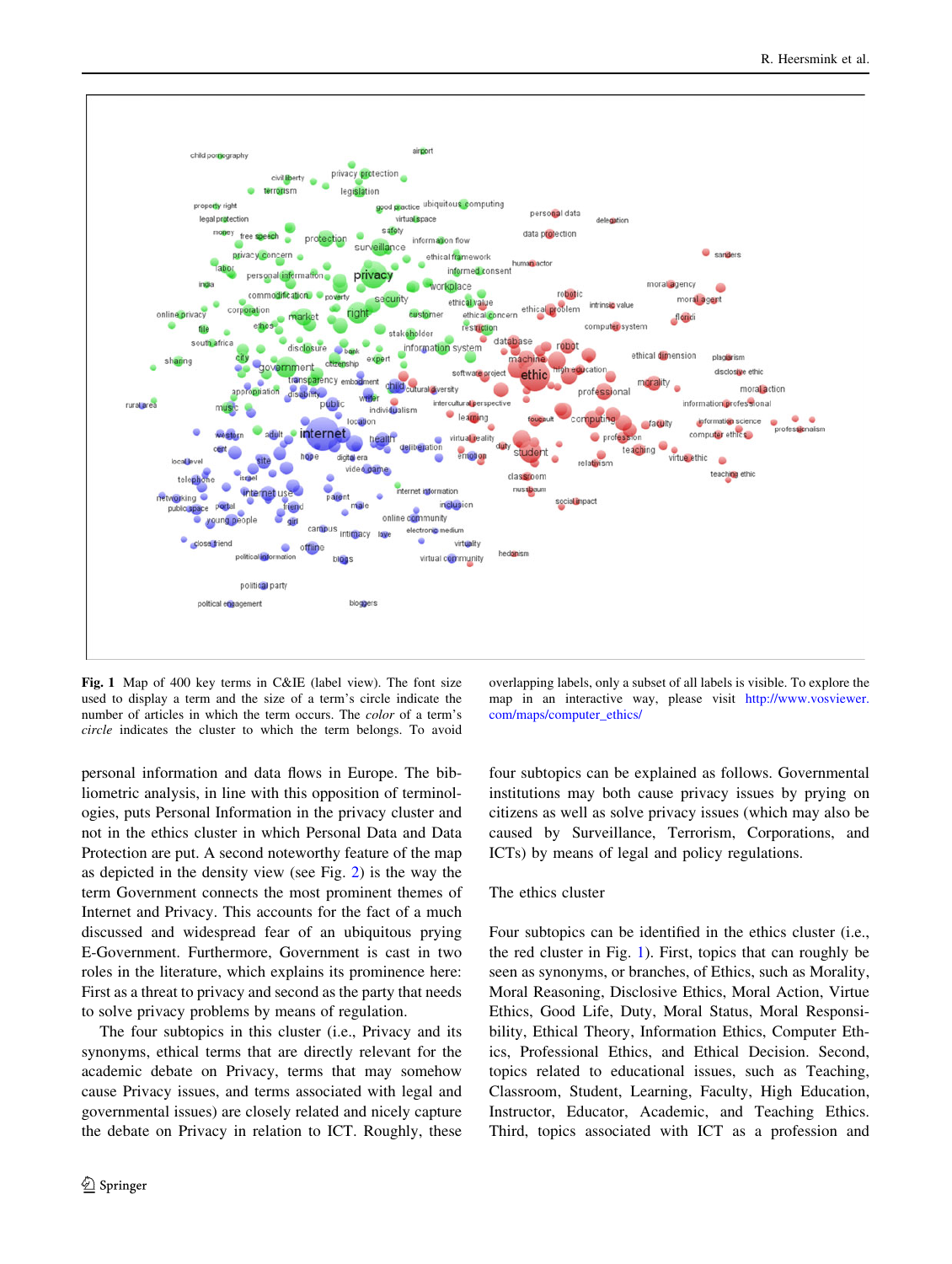**Fig. 1** Map of 400 key terms in C&IE (label view). The font size used to display a term and the size of a term's circle indicate the number of articles in which the term occurs. The *color* of a term's *circle* indicates the cluster to which the term belongs. To avoid overlapping labels, only a subset of all labels is visible. To explore the map in an interactive way, please visit http://www.vosviewer.com/maps/computer_ethics/

personal information and data flows in Europe. The bibliometric analysis, in line with this opposition of terminologies, puts Personal Information in the privacy cluster and not in the ethics cluster in which Personal Data and Data Protection are put. A second noteworthy feature of the map as depicted in the density view (see Fig. 2) is the way the term Government connects the most prominent themes of Internet and Privacy. This accounts for the fact of a much discussed and widespread fear of an ubiquitous prying E-Government. Furthermore, Government is cast in two roles in the literature, which explains its prominence here: First as a threat to privacy and second as the party that needs to solve privacy problems by means of regulation.

The four subtopics in this cluster (i.e., Privacy and its synonyms, ethical terms that are directly relevant for the academic debate on Privacy, terms that may somehow cause Privacy issues, and terms associated with legal and governmental issues) are closely related and nicely capture the debate on Privacy in relation to ICT. Roughly, these four subtopics can be explained as follows. Governmental institutions may both cause privacy issues by prying on citizens as well as solve privacy issues (which may also be caused by Surveillance, Terrorism, Corporations, and ICTs) by means of legal and policy regulations.

## The ethics cluster

Four subtopics can be identified in the ethics cluster (i.e., the red cluster in Fig. 1). First, topics that can roughly be seen as synonyms, or branches, of Ethics, such as Morality, Moral Reasoning, Disclosive Ethics, Moral Action, Virtue Ethics, Good Life, Duty, Moral Status, Moral Responsibility, Ethical Theory, Information Ethics, Computer Ethics, Professional Ethics, and Ethical Decision. Second, topics related to educational issues, such as Teaching, Classroom, Student, Learning, Faculty, High Education, Instructor, Educator, Academic, and Teaching Ethics. Third, topics associated with ICT as a profession and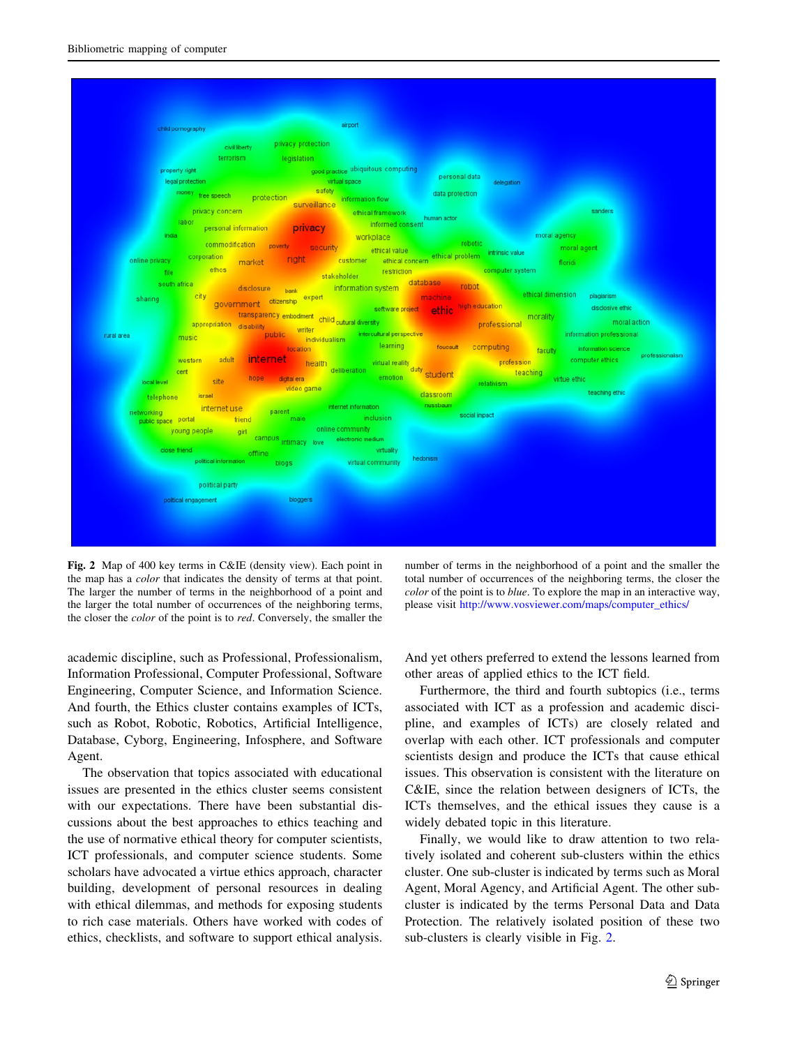Fig. 2 Map of 400 key terms in C&IE (density view). Each point in the map has a *color* that indicates the density of terms at that point. The larger the number of terms in the neighborhood of a point and the larger the total number of occurrences of the neighboring terms, the closer the *color* of the point is to *red*. Conversely, the smaller the number of terms in the neighborhood of a point and the smaller the total number of occurrences of the neighboring terms, the closer the *color* of the point is to *blue*. To explore the map in an interactive way, please visit http://www.vosviewer.com/maps/computer_ethics/

academic discipline, such as Professional, Professionalism, Information Professional, Computer Professional, Software Engineering, Computer Science, and Information Science. And fourth, the Ethics cluster contains examples of ICTs, such as Robot, Robotic, Robotics, Artificial Intelligence, Database, Cyborg, Engineering, Infosphere, and Software Agent.

The observation that topics associated with educational issues are presented in the ethics cluster seems consistent with our expectations. There have been substantial discussions about the best approaches to ethics teaching and the use of normative ethical theory for computer scientists, ICT professionals, and computer science students. Some scholars have advocated a virtue ethics approach, character building, development of personal resources in dealing with ethical dilemmas, and methods for exposing students to rich case materials. Others have worked with codes of ethics, checklists, and software to support ethical analysis. And yet others preferred to extend the lessons learned from other areas of applied ethics to the ICT field.

Furthermore, the third and fourth subtopics (i.e., terms associated with ICT as a profession and academic discipline, and examples of ICTs) are closely related and overlap with each other. ICT professionals and computer scientists design and produce the ICTs that cause ethical issues. This observation is consistent with the literature on C&IE, since the relation between designers of ICTs, the ICTs themselves, and the ethical issues they cause is a widely debated topic in this literature.

Finally, we would like to draw attention to two relatively isolated and coherent sub-clusters within the ethics cluster. One sub-cluster is indicated by terms such as Moral Agent, Moral Agency, and Artificial Agent. The other sub-cluster is indicated by the terms Personal Data and Data Protection. The relatively isolated position of these two sub-clusters is clearly visible in Fig. 2.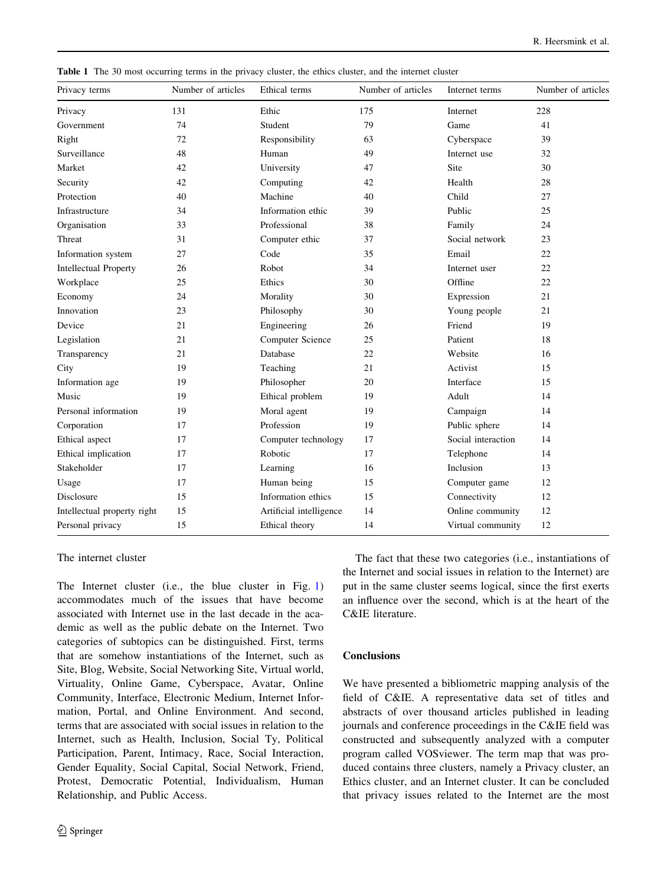**Table 1** The 30 most occurring terms in the privacy cluster, the ethics cluster, and the internet cluster

| Privacy terms | Number of articles | Ethical terms | Number of articles | Internet terms | Number of articles |
|---|---|---|---|---|---|
| Privacy | 131 | Ethic | 175 | Internet | 228 |
| Government | 74 | Student | 79 | Game | 41 |
| Right | 72 | Responsibility | 63 | Cyberspace | 39 |
| Surveillance | 48 | Human | 49 | Internet use | 32 |
| Market | 42 | University | 47 | Site | 30 |
| Security | 42 | Computing | 42 | Health | 28 |
| Protection | 40 | Machine | 40 | Child | 27 |
| Infrastructure | 34 | Information ethic | 39 | Public | 25 |
| Organisation | 33 | Professional | 38 | Family | 24 |
| Threat | 31 | Computer ethic | 37 | Social network | 23 |
| Information system | 27 | Code | 35 | Email | 22 |
| Intellectual Property | 26 | Robot | 34 | Internet user | 22 |
| Workplace | 25 | Ethics | 30 | Offline | 22 |
| Economy | 24 | Morality | 30 | Expression | 21 |
| Innovation | 23 | Philosophy | 30 | Young people | 21 |
| Device | 21 | Engineering | 26 | Friend | 19 |
| Legislation | 21 | Computer Science | 25 | Patient | 18 |
| Transparency | 21 | Database | 22 | Website | 16 |
| City | 19 | Teaching | 21 | Activist | 15 |
| Information age | 19 | Philosopher | 20 | Interface | 15 |
| Music | 19 | Ethical problem | 19 | Adult | 14 |
| Personal information | 19 | Moral agent | 19 | Campaign | 14 |
| Corporation | 17 | Profession | 19 | Public sphere | 14 |
| Ethical aspect | 17 | Computer technology | 17 | Social interaction | 14 |
| Ethical implication | 17 | Robotic | 17 | Telephone | 14 |
| Stakeholder | 17 | Learning | 16 | Inclusion | 13 |
| Usage | 17 | Human being | 15 | Computer game | 12 |
| Disclosure | 15 | Information ethics | 15 | Connectivity | 12 |
| Intellectual property right | 15 | Artificial intelligence | 14 | Online community | 12 |
| Personal privacy | 15 | Ethical theory | 14 | Virtual community | 12 |

The internet cluster

The Internet cluster (i.e., the blue cluster in Fig. 1) accommodates much of the issues that have become associated with Internet use in the last decade in the academic as well as the public debate on the Internet. Two categories of subtopics can be distinguished. First, terms that are somehow instantiations of the Internet, such as Site, Blog, Website, Social Networking Site, Virtual world, Virtuality, Online Game, Cyberspace, Avatar, Online Community, Interface, Electronic Medium, Internet Information, Portal, and Online Environment. And second, terms that are associated with social issues in relation to the Internet, such as Health, Inclusion, Social Ty, Political Participation, Parent, Intimacy, Race, Social Interaction, Gender Equality, Social Capital, Social Network, Friend, Protest, Democratic Potential, Individualism, Human Relationship, and Public Access.

The fact that these two categories (i.e., instantiations of the Internet and social issues in relation to the Internet) are put in the same cluster seems logical, since the first exerts an influence over the second, which is at the heart of the C&IE literature.

## Conclusions

We have presented a bibliometric mapping analysis of the field of C&IE. A representative data set of titles and abstracts of over thousand articles published in leading journals and conference proceedings in the C&IE field was constructed and subsequently analyzed with a computer program called VOSviewer. The term map that was produced contains three clusters, namely a Privacy cluster, an Ethics cluster, and an Internet cluster. It can be concluded that privacy issues related to the Internet are the most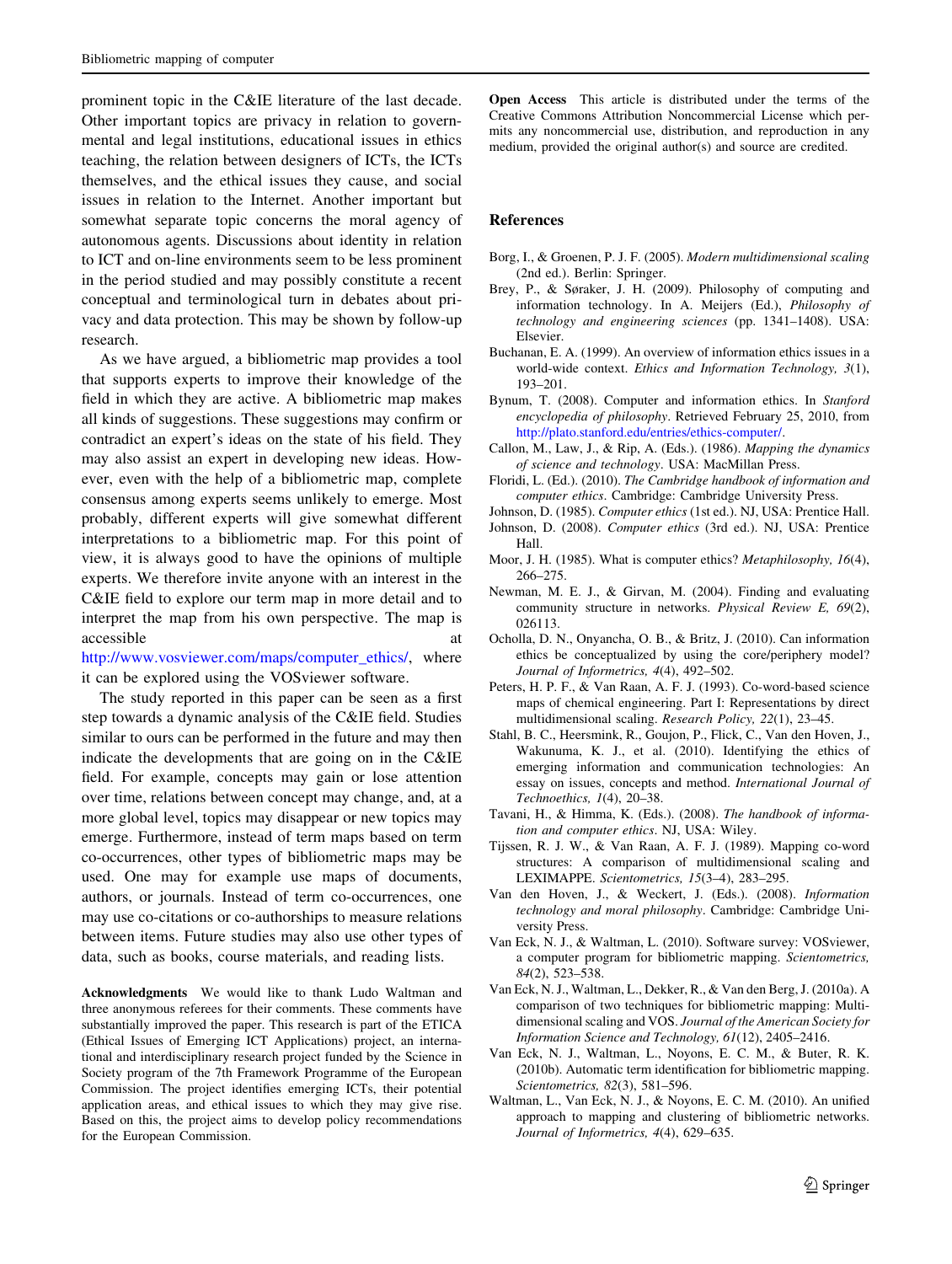prominent topic in the C&IE literature of the last decade. Other important topics are privacy in relation to governmental and legal institutions, educational issues in ethics teaching, the relation between designers of ICTs, the ICTs themselves, and the ethical issues they cause, and social issues in relation to the Internet. Another important but somewhat separate topic concerns the moral agency of autonomous agents. Discussions about identity in relation to ICT and on-line environments seem to be less prominent in the period studied and may possibly constitute a recent conceptual and terminological turn in debates about privacy and data protection. This may be shown by follow-up research.

As we have argued, a bibliometric map provides a tool that supports experts to improve their knowledge of the field in which they are active. A bibliometric map makes all kinds of suggestions. These suggestions may confirm or contradict an expert's ideas on the state of his field. They may also assist an expert in developing new ideas. However, even with the help of a bibliometric map, complete consensus among experts seems unlikely to emerge. Most probably, different experts will give somewhat different interpretations to a bibliometric map. For this point of view, it is always good to have the opinions of multiple experts. We therefore invite anyone with an interest in the C&IE field to explore our term map in more detail and to interpret the map from his own perspective. The map is accessible at http://www.vosviewer.com/maps/computer_ethics/, where it can be explored using the VOSviewer software.

The study reported in this paper can be seen as a first step towards a dynamic analysis of the C&IE field. Studies similar to ours can be performed in the future and may then indicate the developments that are going on in the C&IE field. For example, concepts may gain or lose attention over time, relations between concept may change, and, at a more global level, topics may disappear or new topics may emerge. Furthermore, instead of term maps based on term co-occurrences, other types of bibliometric maps may be used. One may for example use maps of documents, authors, or journals. Instead of term co-occurrences, one may use co-citations or co-authorships to measure relations between items. Future studies may also use other types of data, such as books, course materials, and reading lists.

**Acknowledgments** We would like to thank Ludo Waltman and three anonymous referees for their comments. These comments have substantially improved the paper. This research is part of the ETICA (Ethical Issues of Emerging ICT Applications) project, an international and interdisciplinary research project funded by the Science in Society program of the 7th Framework Programme of the European Commission. The project identifies emerging ICTs, their potential application areas, and ethical issues to which they may give rise. Based on this, the project aims to develop policy recommendations for the European Commission.

**Open Access** This article is distributed under the terms of the Creative Commons Attribution Noncommercial License which permits any noncommercial use, distribution, and reproduction in any medium, provided the original author(s) and source are credited.

## References

Borg, I., & Groenen, P. J. F. (2005). *Modern multidimensional scaling* (2nd ed.). Berlin: Springer.

Brey, P., & Søraker, J. H. (2009). Philosophy of computing and information technology. In A. Meijers (Ed.), *Philosophy of technology and engineering sciences* (pp. 1341–1408). USA: Elsevier.

Buchanan, E. A. (1999). An overview of information ethics issues in a world-wide context. *Ethics and Information Technology, 3*(1), 193–201.

Bynum, T. (2008). Computer and information ethics. In *Stanford encyclopedia of philosophy*. Retrieved February 25, 2010, from http://plato.stanford.edu/entries/ethics-computer/.

Callon, M., Law, J., & Rip, A. (Eds.). (1986). *Mapping the dynamics of science and technology*. USA: MacMillan Press.

Floridi, L. (Ed.). (2010). *The Cambridge handbook of information and computer ethics*. Cambridge: Cambridge University Press.

Johnson, D. (1985). *Computer ethics* (1st ed.). NJ, USA: Prentice Hall.

Johnson, D. (2008). *Computer ethics* (3rd ed.). NJ, USA: Prentice Hall.

Moor, J. H. (1985). What is computer ethics? *Metaphilosophy, 16*(4), 266–275.

Newman, M. E. J., & Girvan, M. (2004). Finding and evaluating community structure in networks. *Physical Review E, 69*(2), 026113.

Ocholla, D. N., Onyancha, O. B., & Britz, J. (2010). Can information ethics be conceptualized by using the core/periphery model? *Journal of Informetrics, 4*(4), 492–502.

Peters, H. P. F., & Van Raan, A. F. J. (1993). Co-word-based science maps of chemical engineering. Part I: Representations by direct multidimensional scaling. *Research Policy, 22*(1), 23–45.

Stahl, B. C., Heersmink, R., Goujon, P., Flick, C., Van den Hoven, J., Wakunuma, K. J., et al. (2010). Identifying the ethics of emerging information and communication technologies: An essay on issues, concepts and method. *International Journal of Technoethics, 1*(4), 20–38.

Tavani, H., & Himma, K. (Eds.). (2008). *The handbook of information and computer ethics*. NJ, USA: Wiley.

Tijssen, R. J. W., & Van Raan, A. F. J. (1989). Mapping co-word structures: A comparison of multidimensional scaling and LEXIMAPPE. *Scientometrics, 15*(3–4), 283–295.

Van den Hoven, J., & Weckert, J. (Eds.). (2008). *Information technology and moral philosophy*. Cambridge: Cambridge University Press.

Van Eck, N. J., & Waltman, L. (2010). Software survey: VOSviewer, a computer program for bibliometric mapping. *Scientometrics, 84*(2), 523–538.

Van Eck, N. J., Waltman, L., Dekker, R., & Van den Berg, J. (2010a). A comparison of two techniques for bibliometric mapping: Multidimensional scaling and VOS. *Journal of the American Society for Information Science and Technology, 61*(12), 2405–2416.

Van Eck, N. J., Waltman, L., Noyons, E. C. M., & Buter, R. K. (2010b). Automatic term identification for bibliometric mapping. *Scientometrics, 82*(3), 581–596.

Waltman, L., Van Eck, N. J., & Noyons, E. C. M. (2010). An unified approach to mapping and clustering of bibliometric networks. *Journal of Informetrics, 4*(4), 629–635.